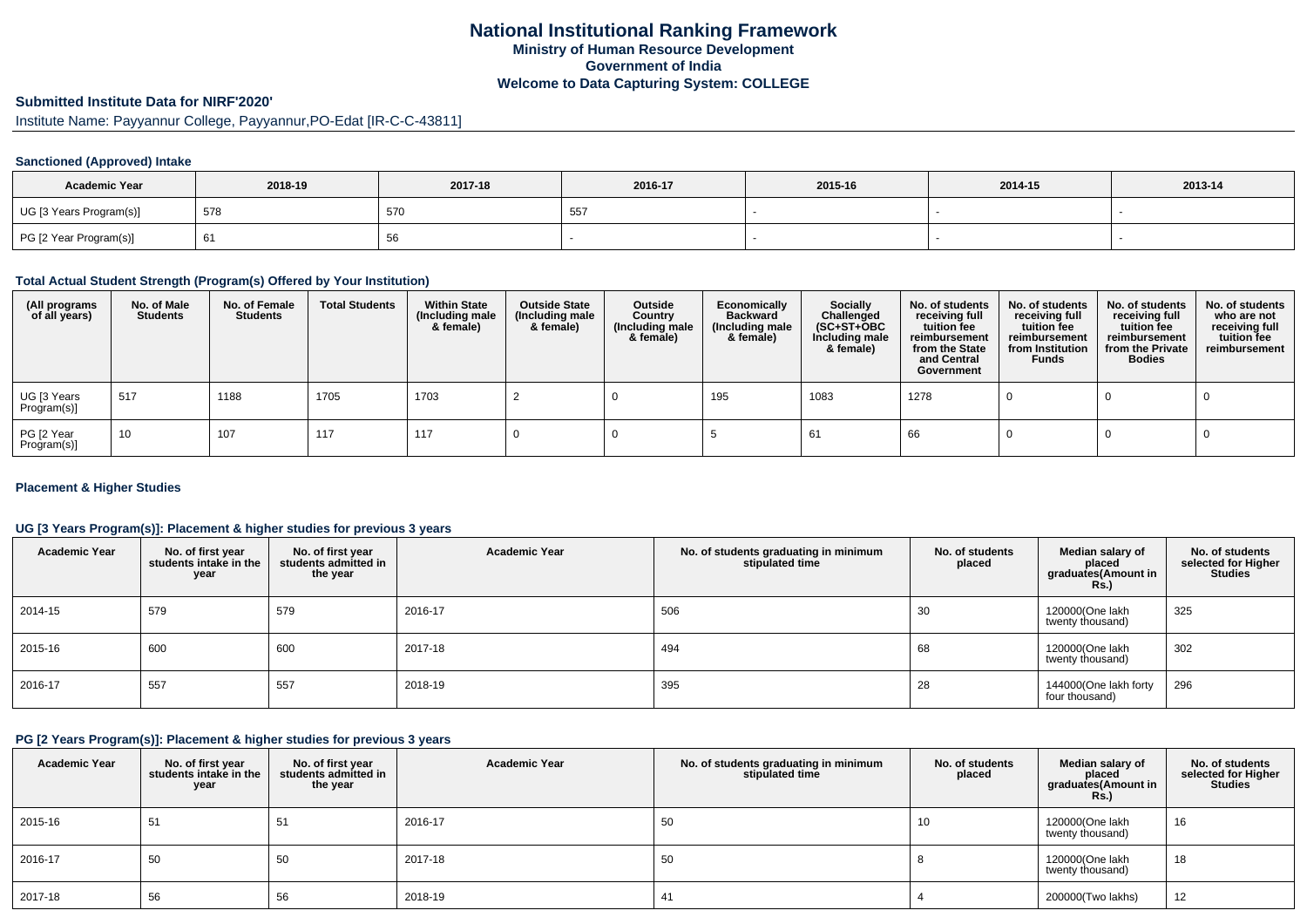# National Institutional Ranking Framework
### Ministry of Human Resource Development
### Government of India
### Welcome to Data Capturing System: COLLEGE

## Submitted Institute Data for NIRF'2020'

Institute Name: Payyannur College, Payyannur,PO-Edat [IR-C-C-43811]

### Sanctioned (Approved) Intake

| Academic Year | 2018-19 | 2017-18 | 2016-17 | 2015-16 | 2014-15 | 2013-14 |
|---|---|---|---|---|---|---|
| UG [3 Years Program(s)] | 578 | 570 | 557 | - | - | - |
| PG [2 Year Program(s)] | 61 | 56 | - | - | - | - |

### Total Actual Student Strength (Program(s) Offered by Your Institution)

| (All programs of all years) | No. of Male Students | No. of Female Students | Total Students | Within State (Including male & female) | Outside State (Including male & female) | Outside Country (Including male & female) | Economically Backward (Including male & female) | Socially Challenged (SC+ST+OBC Including male & female) | No. of students receiving full tuition fee reimbursement from the State and Central Government | No. of students receiving full tuition fee reimbursement from Institution Funds | No. of students receiving full tuition fee reimbursement from the Private Bodies | No. of students who are not receiving full tuition fee reimbursement |
|---|---|---|---|---|---|---|---|---|---|---|---|---|
| UG [3 Years Program(s)] | 517 | 1188 | 1705 | 1703 | 2 | 0 | 195 | 1083 | 1278 | 0 | 0 | 0 |
| PG [2 Year Program(s)] | 10 | 107 | 117 | 117 | 0 | 0 | 5 | 61 | 66 | 0 | 0 | 0 |

### Placement & Higher Studies

#### UG [3 Years Program(s)]: Placement & higher studies for previous 3 years

| Academic Year | No. of first year students intake in the year | No. of first year students admitted in the year | Academic Year | No. of students graduating in minimum stipulated time | No. of students placed | Median salary of placed graduates(Amount in Rs.) | No. of students selected for Higher Studies |
|---|---|---|---|---|---|---|---|
| 2014-15 | 579 | 579 | 2016-17 | 506 | 30 | 120000(One lakh twenty thousand) | 325 |
| 2015-16 | 600 | 600 | 2017-18 | 494 | 68 | 120000(One lakh twenty thousand) | 302 |
| 2016-17 | 557 | 557 | 2018-19 | 395 | 28 | 144000(One lakh forty four thousand) | 296 |

#### PG [2 Years Program(s)]: Placement & higher studies for previous 3 years

| Academic Year | No. of first year students intake in the year | No. of first year students admitted in the year | Academic Year | No. of students graduating in minimum stipulated time | No. of students placed | Median salary of placed graduates(Amount in Rs.) | No. of students selected for Higher Studies |
|---|---|---|---|---|---|---|---|
| 2015-16 | 51 | 51 | 2016-17 | 50 | 10 | 120000(One lakh twenty thousand) | 16 |
| 2016-17 | 50 | 50 | 2017-18 | 50 | 8 | 120000(One lakh twenty thousand) | 18 |
| 2017-18 | 56 | 56 | 2018-19 | 41 | 4 | 200000(Two lakhs) | 12 |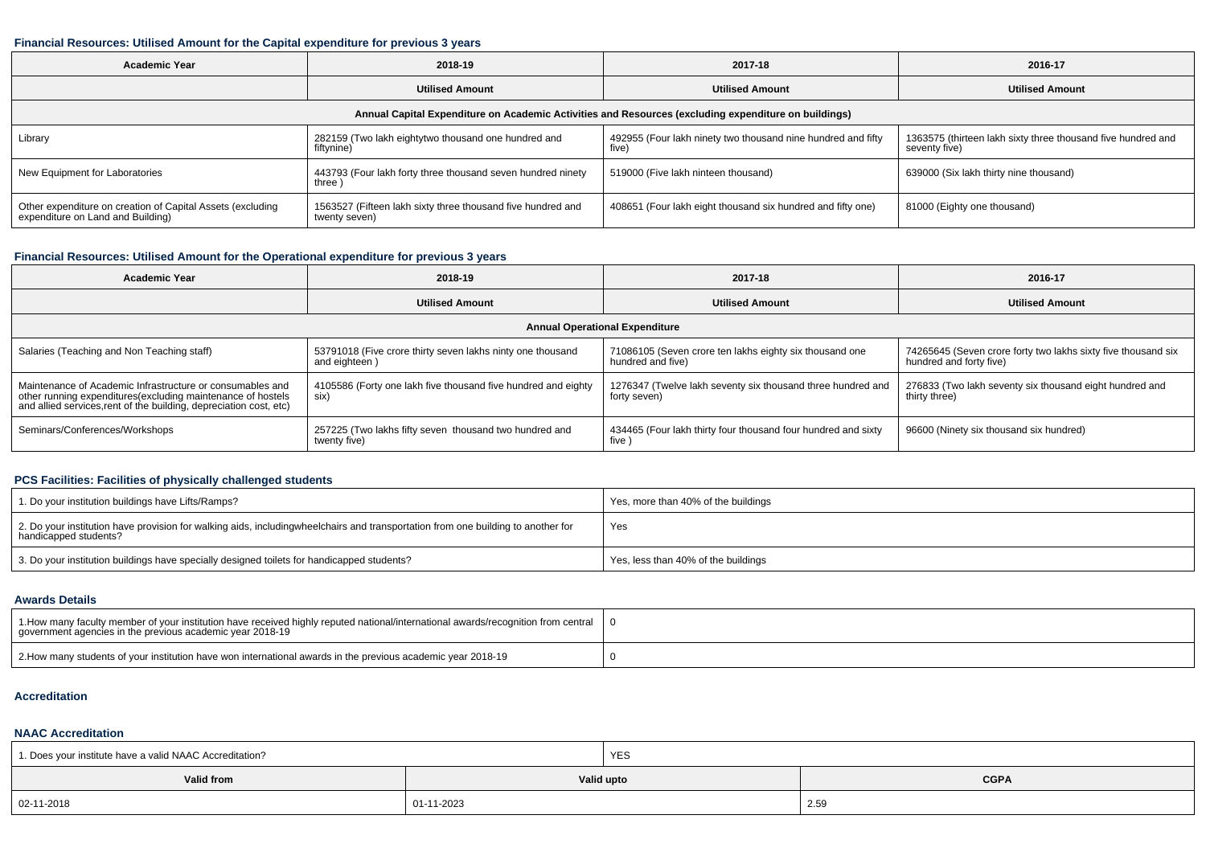### Financial Resources: Utilised Amount for the Capital expenditure for previous 3 years

| Academic Year | 2018-19 | 2017-18 | 2016-17 |
|---|---|---|---|
| | Utilised Amount | Utilised Amount | Utilised Amount |
| Annual Capital Expenditure on Academic Activities and Resources (excluding expenditure on buildings) | | | |
| Library | 282159 (Two lakh eightytwo thousand one hundred and fiftynine) | 492955 (Four lakh ninety two thousand nine hundred and fifty five) | 1363575 (thirteen lakh sixty three thousand five hundred and seventy five) |
| New Equipment for Laboratories | 443793 (Four lakh forty three thousand seven hundred ninety three ) | 519000 (Five lakh ninteen thousand) | 639000 (Six lakh thirty nine thousand) |
| Other expenditure on creation of Capital Assets (excluding expenditure on Land and Building) | 1563527 (Fifteen lakh sixty three thousand five hundred and twenty seven) | 408651 (Four lakh eight thousand six hundred and fifty one) | 81000 (Eighty one thousand) |

### Financial Resources: Utilised Amount for the Operational expenditure for previous 3 years

| Academic Year | 2018-19 | 2017-18 | 2016-17 |
|---|---|---|---|
| | Utilised Amount | Utilised Amount | Utilised Amount |
| Annual Operational Expenditure | | | |
| Salaries (Teaching and Non Teaching staff) | 53791018 (Five crore thirty seven lakhs ninty one thousand and eighteen ) | 71086105 (Seven crore ten lakhs eighty six thousand one hundred and five) | 74265645 (Seven crore forty two lakhs sixty five thousand six hundred and forty five) |
| Maintenance of Academic Infrastructure or consumables and other running expenditures(excluding maintenance of hostels and allied services,rent of the building, depreciation cost, etc) | 4105586 (Forty one lakh five thousand five hundred and eighty six) | 1276347 (Twelve lakh seventy six thousand three hundred and forty seven) | 276833 (Two lakh seventy six thousand eight hundred and thirty three) |
| Seminars/Conferences/Workshops | 257225 (Two lakhs fifty seven thousand two hundred and twenty five) | 434465 (Four lakh thirty four thousand four hundred and sixty five ) | 96600 (Ninety six thousand six hundred) |

### PCS Facilities: Facilities of physically challenged students

| | |
|---|---|
| 1. Do your institution buildings have Lifts/Ramps? | Yes, more than 40% of the buildings |
| 2. Do your institution have provision for walking aids, includingwheelchairs and transportation from one building to another for handicapped students? | Yes |
| 3. Do your institution buildings have specially designed toilets for handicapped students? | Yes, less than 40% of the buildings |

### Awards Details

| | |
|---|---|
| 1.How many faculty member of your institution have received highly reputed national/international awards/recognition from central government agencies in the previous academic year 2018-19 | 0 |
| 2.How many students of your institution have won international awards in the previous academic year 2018-19 | 0 |

### Accreditation

### NAAC Accreditation

| 1. Does your institute have a valid NAAC Accreditation? | YES | |
|---|---|---|
| Valid from | Valid upto | CGPA |
| 02-11-2018 | 01-11-2023 | 2.59 |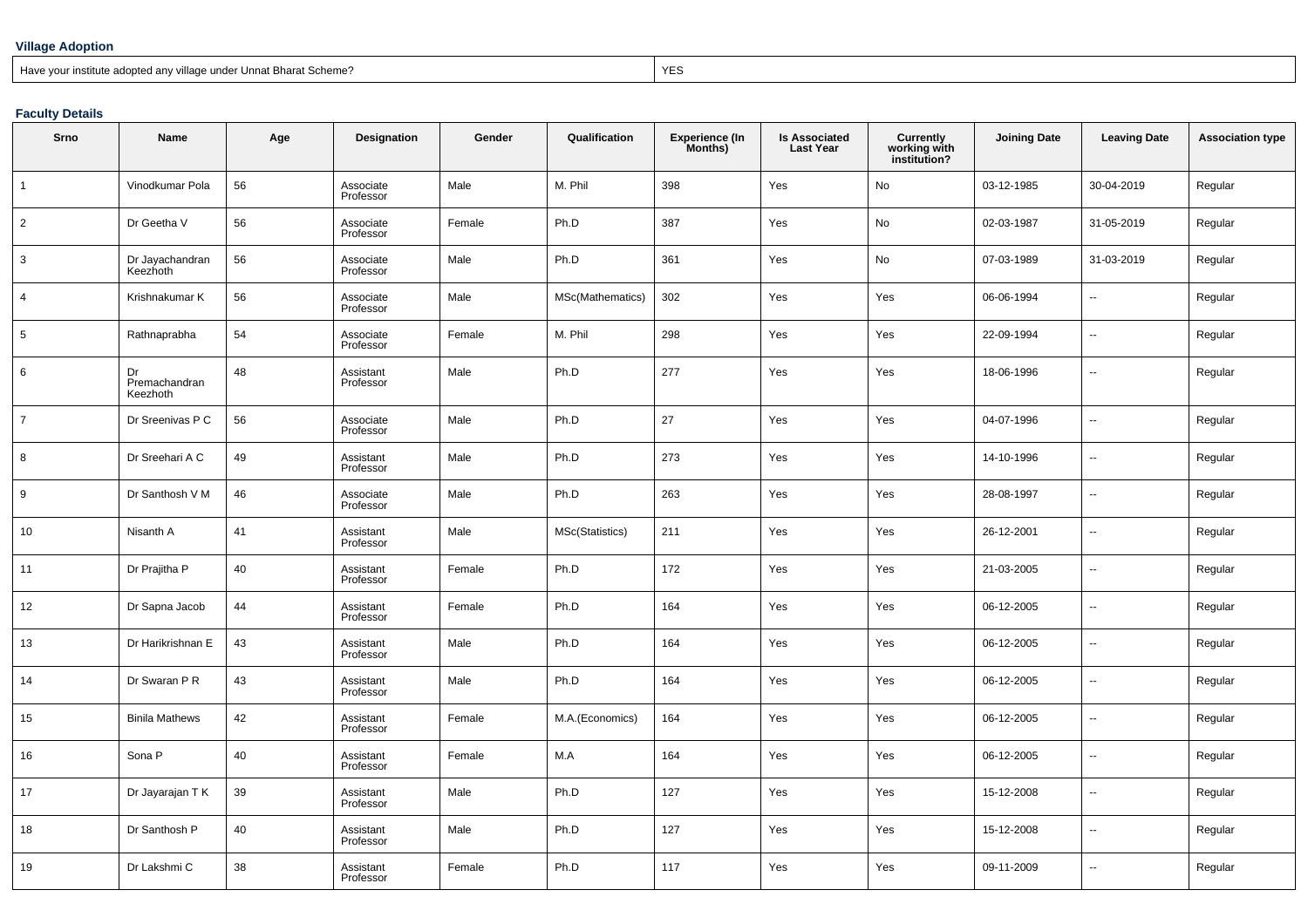### Village Adoption

| Have your institute adopted any village under Unnat Bharat Scheme? | YES |
|---|---|

### Faculty Details

| Srno | Name | Age | Designation | Gender | Qualification | Experience (In Months) | Is Associated Last Year | Currently working with institution? | Joining Date | Leaving Date | Association type |
|---|---|---|---|---|---|---|---|---|---|---|---|
| 1 | Vinodkumar Pola | 56 | Associate Professor | Male | M. Phil | 398 | Yes | No | 03-12-1985 | 30-04-2019 | Regular |
| 2 | Dr Geetha V | 56 | Associate Professor | Female | Ph.D | 387 | Yes | No | 02-03-1987 | 31-05-2019 | Regular |
| 3 | Dr Jayachandran Keezhoth | 56 | Associate Professor | Male | Ph.D | 361 | Yes | No | 07-03-1989 | 31-03-2019 | Regular |
| 4 | Krishnakumar K | 56 | Associate Professor | Male | MSc(Mathematics) | 302 | Yes | Yes | 06-06-1994 | -- | Regular |
| 5 | Rathnaprabha | 54 | Associate Professor | Female | M. Phil | 298 | Yes | Yes | 22-09-1994 | -- | Regular |
| 6 | Dr Premachandran Keezhoth | 48 | Assistant Professor | Male | Ph.D | 277 | Yes | Yes | 18-06-1996 | -- | Regular |
| 7 | Dr Sreenivas P C | 56 | Associate Professor | Male | Ph.D | 27 | Yes | Yes | 04-07-1996 | -- | Regular |
| 8 | Dr Sreehari A C | 49 | Assistant Professor | Male | Ph.D | 273 | Yes | Yes | 14-10-1996 | -- | Regular |
| 9 | Dr Santhosh V M | 46 | Associate Professor | Male | Ph.D | 263 | Yes | Yes | 28-08-1997 | -- | Regular |
| 10 | Nisanth A | 41 | Assistant Professor | Male | MSc(Statistics) | 211 | Yes | Yes | 26-12-2001 | -- | Regular |
| 11 | Dr Prajitha P | 40 | Assistant Professor | Female | Ph.D | 172 | Yes | Yes | 21-03-2005 | -- | Regular |
| 12 | Dr Sapna Jacob | 44 | Assistant Professor | Female | Ph.D | 164 | Yes | Yes | 06-12-2005 | -- | Regular |
| 13 | Dr Harikrishnan E | 43 | Assistant Professor | Male | Ph.D | 164 | Yes | Yes | 06-12-2005 | -- | Regular |
| 14 | Dr Swaran P R | 43 | Assistant Professor | Male | Ph.D | 164 | Yes | Yes | 06-12-2005 | -- | Regular |
| 15 | Binila Mathews | 42 | Assistant Professor | Female | M.A.(Economics) | 164 | Yes | Yes | 06-12-2005 | -- | Regular |
| 16 | Sona P | 40 | Assistant Professor | Female | M.A | 164 | Yes | Yes | 06-12-2005 | -- | Regular |
| 17 | Dr Jayarajan T K | 39 | Assistant Professor | Male | Ph.D | 127 | Yes | Yes | 15-12-2008 | -- | Regular |
| 18 | Dr Santhosh P | 40 | Assistant Professor | Male | Ph.D | 127 | Yes | Yes | 15-12-2008 | -- | Regular |
| 19 | Dr Lakshmi C | 38 | Assistant Professor | Female | Ph.D | 117 | Yes | Yes | 09-11-2009 | -- | Regular |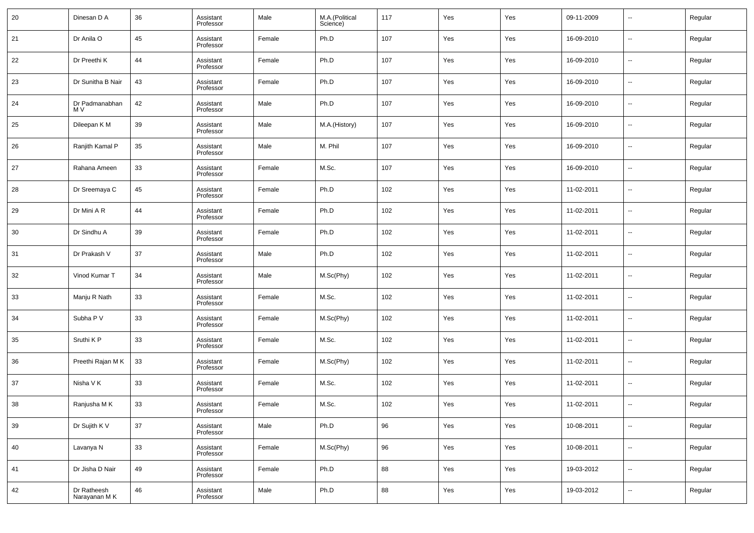| 20 | Dinesan D A | 36 | Assistant Professor | Male | M.A.(Political Science) | 117 | Yes | Yes | 09-11-2009 | -- | Regular |
|---|---|---|---|---|---|---|---|---|---|---|---|
| 21 | Dr Anila O | 45 | Assistant Professor | Female | Ph.D | 107 | Yes | Yes | 16-09-2010 | -- | Regular |
| 22 | Dr Preethi K | 44 | Assistant Professor | Female | Ph.D | 107 | Yes | Yes | 16-09-2010 | -- | Regular |
| 23 | Dr Sunitha B Nair | 43 | Assistant Professor | Female | Ph.D | 107 | Yes | Yes | 16-09-2010 | -- | Regular |
| 24 | Dr Padmanabhan M V | 42 | Assistant Professor | Male | Ph.D | 107 | Yes | Yes | 16-09-2010 | -- | Regular |
| 25 | Dileepan K M | 39 | Assistant Professor | Male | M.A.(History) | 107 | Yes | Yes | 16-09-2010 | -- | Regular |
| 26 | Ranjith Kamal P | 35 | Assistant Professor | Male | M. Phil | 107 | Yes | Yes | 16-09-2010 | -- | Regular |
| 27 | Rahana Ameen | 33 | Assistant Professor | Female | M.Sc. | 107 | Yes | Yes | 16-09-2010 | -- | Regular |
| 28 | Dr Sreemaya C | 45 | Assistant Professor | Female | Ph.D | 102 | Yes | Yes | 11-02-2011 | -- | Regular |
| 29 | Dr Mini A R | 44 | Assistant Professor | Female | Ph.D | 102 | Yes | Yes | 11-02-2011 | -- | Regular |
| 30 | Dr Sindhu A | 39 | Assistant Professor | Female | Ph.D | 102 | Yes | Yes | 11-02-2011 | -- | Regular |
| 31 | Dr Prakash V | 37 | Assistant Professor | Male | Ph.D | 102 | Yes | Yes | 11-02-2011 | -- | Regular |
| 32 | Vinod Kumar T | 34 | Assistant Professor | Male | M.Sc(Phy) | 102 | Yes | Yes | 11-02-2011 | -- | Regular |
| 33 | Manju R Nath | 33 | Assistant Professor | Female | M.Sc. | 102 | Yes | Yes | 11-02-2011 | -- | Regular |
| 34 | Subha P V | 33 | Assistant Professor | Female | M.Sc(Phy) | 102 | Yes | Yes | 11-02-2011 | -- | Regular |
| 35 | Sruthi K P | 33 | Assistant Professor | Female | M.Sc. | 102 | Yes | Yes | 11-02-2011 | -- | Regular |
| 36 | Preethi Rajan M K | 33 | Assistant Professor | Female | M.Sc(Phy) | 102 | Yes | Yes | 11-02-2011 | -- | Regular |
| 37 | Nisha V K | 33 | Assistant Professor | Female | M.Sc. | 102 | Yes | Yes | 11-02-2011 | -- | Regular |
| 38 | Ranjusha M K | 33 | Assistant Professor | Female | M.Sc. | 102 | Yes | Yes | 11-02-2011 | -- | Regular |
| 39 | Dr Sujith K V | 37 | Assistant Professor | Male | Ph.D | 96 | Yes | Yes | 10-08-2011 | -- | Regular |
| 40 | Lavanya N | 33 | Assistant Professor | Female | M.Sc(Phy) | 96 | Yes | Yes | 10-08-2011 | -- | Regular |
| 41 | Dr Jisha D Nair | 49 | Assistant Professor | Female | Ph.D | 88 | Yes | Yes | 19-03-2012 | -- | Regular |
| 42 | Dr Ratheesh Narayanan M K | 46 | Assistant Professor | Male | Ph.D | 88 | Yes | Yes | 19-03-2012 | -- | Regular |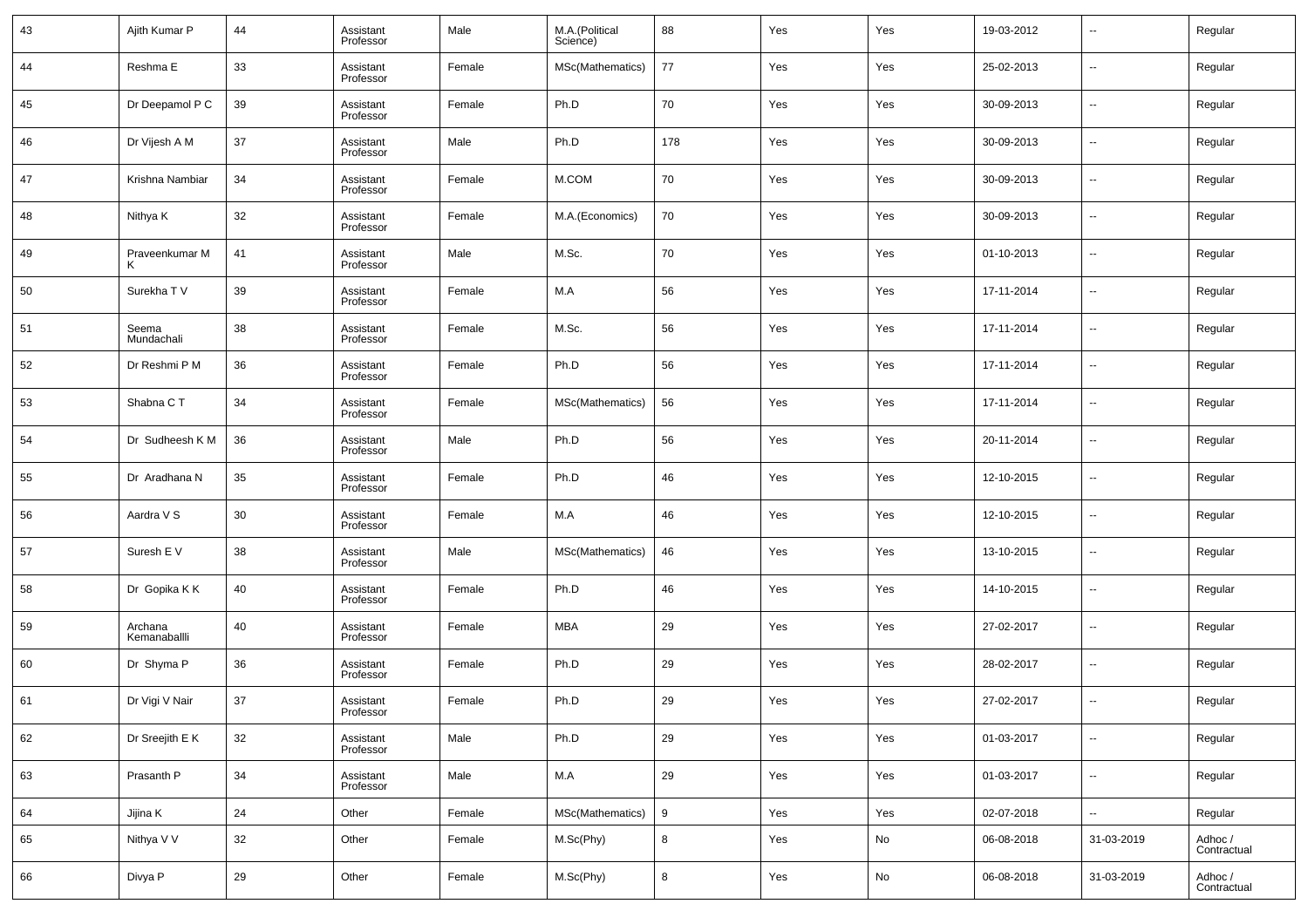| 43 | Ajith Kumar P | 44 | Assistant Professor | Male | M.A.(Political Science) | 88 | Yes | Yes | 19-03-2012 | -- | Regular |
|---|---|---|---|---|---|---|---|---|---|---|---|
| 44 | Reshma E | 33 | Assistant Professor | Female | MSc(Mathematics) | 77 | Yes | Yes | 25-02-2013 | -- | Regular |
| 45 | Dr Deepamol P C | 39 | Assistant Professor | Female | Ph.D | 70 | Yes | Yes | 30-09-2013 | -- | Regular |
| 46 | Dr Vijesh A M | 37 | Assistant Professor | Male | Ph.D | 178 | Yes | Yes | 30-09-2013 | -- | Regular |
| 47 | Krishna Nambiar | 34 | Assistant Professor | Female | M.COM | 70 | Yes | Yes | 30-09-2013 | -- | Regular |
| 48 | Nithya K | 32 | Assistant Professor | Female | M.A.(Economics) | 70 | Yes | Yes | 30-09-2013 | -- | Regular |
| 49 | Praveenkumar M K | 41 | Assistant Professor | Male | M.Sc. | 70 | Yes | Yes | 01-10-2013 | -- | Regular |
| 50 | Surekha T V | 39 | Assistant Professor | Female | M.A | 56 | Yes | Yes | 17-11-2014 | -- | Regular |
| 51 | Seema Mundachali | 38 | Assistant Professor | Female | M.Sc. | 56 | Yes | Yes | 17-11-2014 | -- | Regular |
| 52 | Dr Reshmi P M | 36 | Assistant Professor | Female | Ph.D | 56 | Yes | Yes | 17-11-2014 | -- | Regular |
| 53 | Shabna C T | 34 | Assistant Professor | Female | MSc(Mathematics) | 56 | Yes | Yes | 17-11-2014 | -- | Regular |
| 54 | Dr Sudheesh K M | 36 | Assistant Professor | Male | Ph.D | 56 | Yes | Yes | 20-11-2014 | -- | Regular |
| 55 | Dr Aradhana N | 35 | Assistant Professor | Female | Ph.D | 46 | Yes | Yes | 12-10-2015 | -- | Regular |
| 56 | Aardra V S | 30 | Assistant Professor | Female | M.A | 46 | Yes | Yes | 12-10-2015 | -- | Regular |
| 57 | Suresh E V | 38 | Assistant Professor | Male | MSc(Mathematics) | 46 | Yes | Yes | 13-10-2015 | -- | Regular |
| 58 | Dr Gopika K K | 40 | Assistant Professor | Female | Ph.D | 46 | Yes | Yes | 14-10-2015 | -- | Regular |
| 59 | Archana Kemanaballli | 40 | Assistant Professor | Female | MBA | 29 | Yes | Yes | 27-02-2017 | -- | Regular |
| 60 | Dr Shyma P | 36 | Assistant Professor | Female | Ph.D | 29 | Yes | Yes | 28-02-2017 | -- | Regular |
| 61 | Dr Vigi V Nair | 37 | Assistant Professor | Female | Ph.D | 29 | Yes | Yes | 27-02-2017 | -- | Regular |
| 62 | Dr Sreejith E K | 32 | Assistant Professor | Male | Ph.D | 29 | Yes | Yes | 01-03-2017 | -- | Regular |
| 63 | Prasanth P | 34 | Assistant Professor | Male | M.A | 29 | Yes | Yes | 01-03-2017 | -- | Regular |
| 64 | Jijina K | 24 | Other | Female | MSc(Mathematics) | 9 | Yes | Yes | 02-07-2018 | -- | Regular |
| 65 | Nithya V V | 32 | Other | Female | M.Sc(Phy) | 8 | Yes | No | 06-08-2018 | 31-03-2019 | Adhoc / Contractual |
| 66 | Divya P | 29 | Other | Female | M.Sc(Phy) | 8 | Yes | No | 06-08-2018 | 31-03-2019 | Adhoc / Contractual |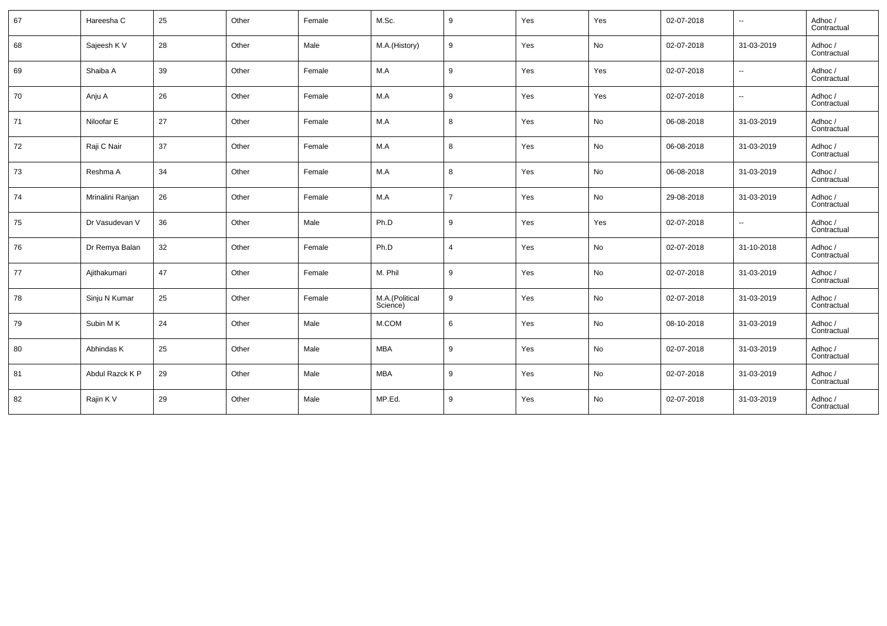| | | | | | | | | | | | |
|---|---|---|---|---|---|---|---|---|---|---|---|
| 67 | Hareesha C | 25 | Other | Female | M.Sc. | 9 | Yes | Yes | 02-07-2018 | -- | Adhoc / Contractual |
| 68 | Sajeesh K V | 28 | Other | Male | M.A.(History) | 9 | Yes | No | 02-07-2018 | 31-03-2019 | Adhoc / Contractual |
| 69 | Shaiba A | 39 | Other | Female | M.A | 9 | Yes | Yes | 02-07-2018 | -- | Adhoc / Contractual |
| 70 | Anju A | 26 | Other | Female | M.A | 9 | Yes | Yes | 02-07-2018 | -- | Adhoc / Contractual |
| 71 | Niloofar E | 27 | Other | Female | M.A | 8 | Yes | No | 06-08-2018 | 31-03-2019 | Adhoc / Contractual |
| 72 | Raji C Nair | 37 | Other | Female | M.A | 8 | Yes | No | 06-08-2018 | 31-03-2019 | Adhoc / Contractual |
| 73 | Reshma A | 34 | Other | Female | M.A | 8 | Yes | No | 06-08-2018 | 31-03-2019 | Adhoc / Contractual |
| 74 | Mrinalini Ranjan | 26 | Other | Female | M.A | 7 | Yes | No | 29-08-2018 | 31-03-2019 | Adhoc / Contractual |
| 75 | Dr Vasudevan V | 36 | Other | Male | Ph.D | 9 | Yes | Yes | 02-07-2018 | -- | Adhoc / Contractual |
| 76 | Dr Remya Balan | 32 | Other | Female | Ph.D | 4 | Yes | No | 02-07-2018 | 31-10-2018 | Adhoc / Contractual |
| 77 | Ajithakumari | 47 | Other | Female | M. Phil | 9 | Yes | No | 02-07-2018 | 31-03-2019 | Adhoc / Contractual |
| 78 | Sinju N Kumar | 25 | Other | Female | M.A.(Political Science) | 9 | Yes | No | 02-07-2018 | 31-03-2019 | Adhoc / Contractual |
| 79 | Subin M K | 24 | Other | Male | M.COM | 6 | Yes | No | 08-10-2018 | 31-03-2019 | Adhoc / Contractual |
| 80 | Abhindas K | 25 | Other | Male | MBA | 9 | Yes | No | 02-07-2018 | 31-03-2019 | Adhoc / Contractual |
| 81 | Abdul Razck K P | 29 | Other | Male | MBA | 9 | Yes | No | 02-07-2018 | 31-03-2019 | Adhoc / Contractual |
| 82 | Rajin K V | 29 | Other | Male | MP.Ed. | 9 | Yes | No | 02-07-2018 | 31-03-2019 | Adhoc / Contractual |